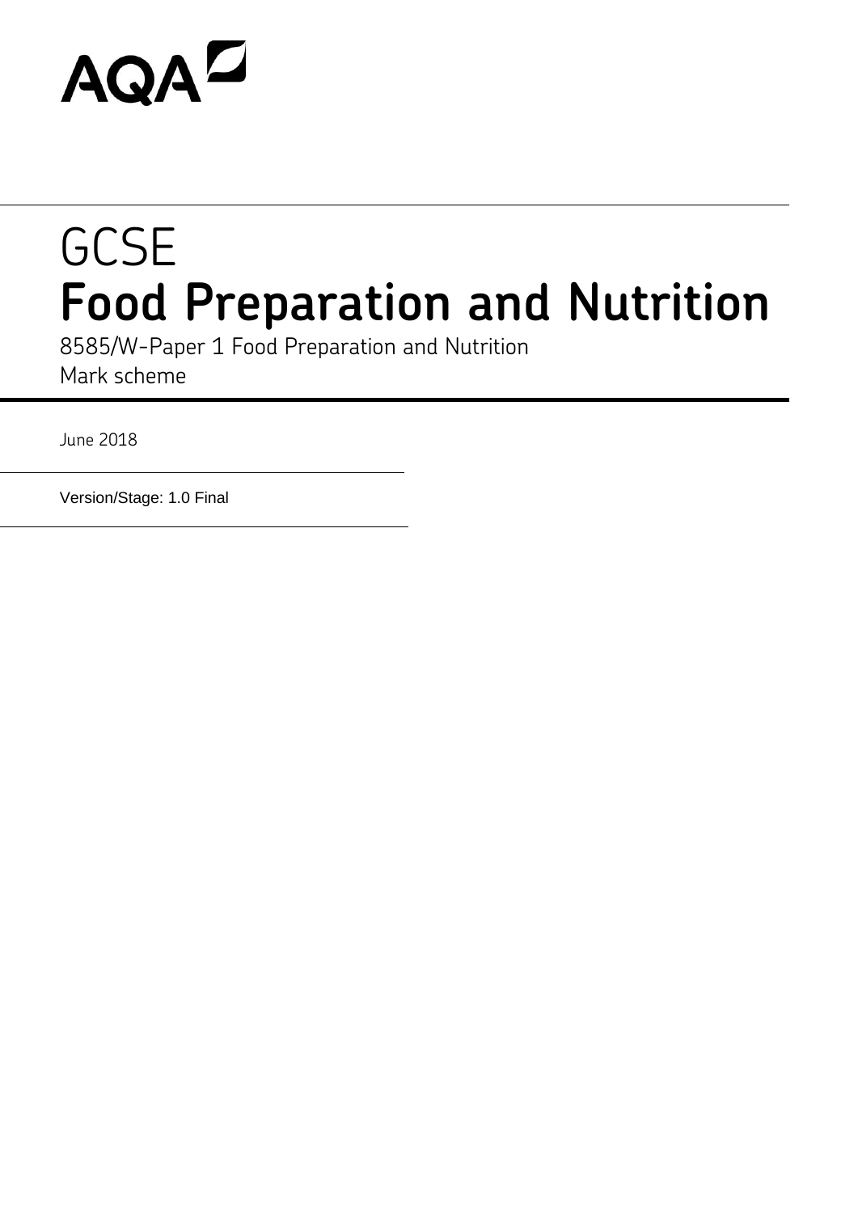AQA

# GCSE
# **Food Preparation and Nutrition**

8585/W-Paper 1 Food Preparation and Nutrition
Mark scheme

June 2018

Version/Stage: 1.0 Final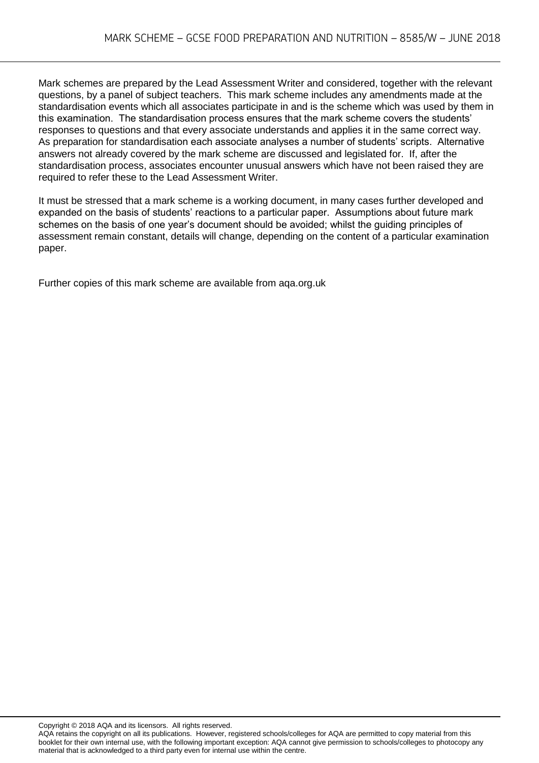Mark schemes are prepared by the Lead Assessment Writer and considered, together with the relevant questions, by a panel of subject teachers. This mark scheme includes any amendments made at the standardisation events which all associates participate in and is the scheme which was used by them in this examination. The standardisation process ensures that the mark scheme covers the students' responses to questions and that every associate understands and applies it in the same correct way. As preparation for standardisation each associate analyses a number of students' scripts. Alternative answers not already covered by the mark scheme are discussed and legislated for. If, after the standardisation process, associates encounter unusual answers which have not been raised they are required to refer these to the Lead Assessment Writer.

It must be stressed that a mark scheme is a working document, in many cases further developed and expanded on the basis of students' reactions to a particular paper. Assumptions about future mark schemes on the basis of one year's document should be avoided; whilst the guiding principles of assessment remain constant, details will change, depending on the content of a particular examination paper.

Further copies of this mark scheme are available from aqa.org.uk

Copyright © 2018 AQA and its licensors. All rights reserved.
AQA retains the copyright on all its publications. However, registered schools/colleges for AQA are permitted to copy material from this booklet for their own internal use, with the following important exception: AQA cannot give permission to schools/colleges to photocopy any material that is acknowledged to a third party even for internal use within the centre.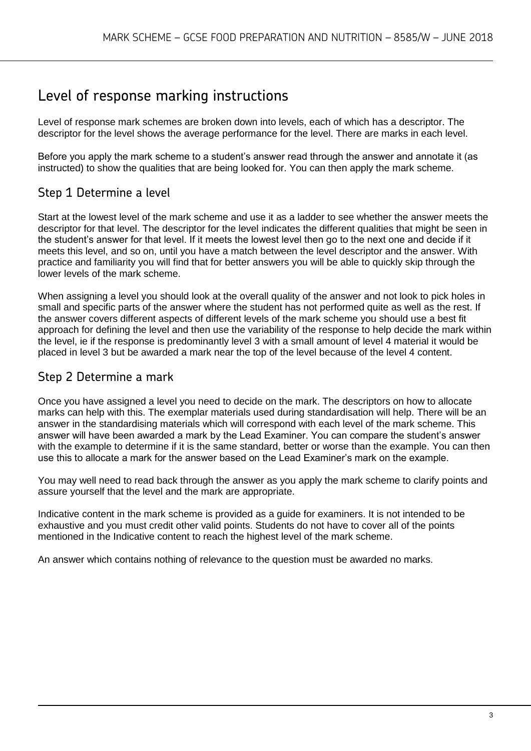# Level of response marking instructions

Level of response mark schemes are broken down into levels, each of which has a descriptor. The descriptor for the level shows the average performance for the level. There are marks in each level.

Before you apply the mark scheme to a student's answer read through the answer and annotate it (as instructed) to show the qualities that are being looked for. You can then apply the mark scheme.

## Step 1 Determine a level

Start at the lowest level of the mark scheme and use it as a ladder to see whether the answer meets the descriptor for that level. The descriptor for the level indicates the different qualities that might be seen in the student's answer for that level. If it meets the lowest level then go to the next one and decide if it meets this level, and so on, until you have a match between the level descriptor and the answer. With practice and familiarity you will find that for better answers you will be able to quickly skip through the lower levels of the mark scheme.

When assigning a level you should look at the overall quality of the answer and not look to pick holes in small and specific parts of the answer where the student has not performed quite as well as the rest. If the answer covers different aspects of different levels of the mark scheme you should use a best fit approach for defining the level and then use the variability of the response to help decide the mark within the level, ie if the response is predominantly level 3 with a small amount of level 4 material it would be placed in level 3 but be awarded a mark near the top of the level because of the level 4 content.

## Step 2 Determine a mark

Once you have assigned a level you need to decide on the mark. The descriptors on how to allocate marks can help with this. The exemplar materials used during standardisation will help. There will be an answer in the standardising materials which will correspond with each level of the mark scheme. This answer will have been awarded a mark by the Lead Examiner. You can compare the student's answer with the example to determine if it is the same standard, better or worse than the example. You can then use this to allocate a mark for the answer based on the Lead Examiner's mark on the example.

You may well need to read back through the answer as you apply the mark scheme to clarify points and assure yourself that the level and the mark are appropriate.

Indicative content in the mark scheme is provided as a guide for examiners. It is not intended to be exhaustive and you must credit other valid points. Students do not have to cover all of the points mentioned in the Indicative content to reach the highest level of the mark scheme.

An answer which contains nothing of relevance to the question must be awarded no marks.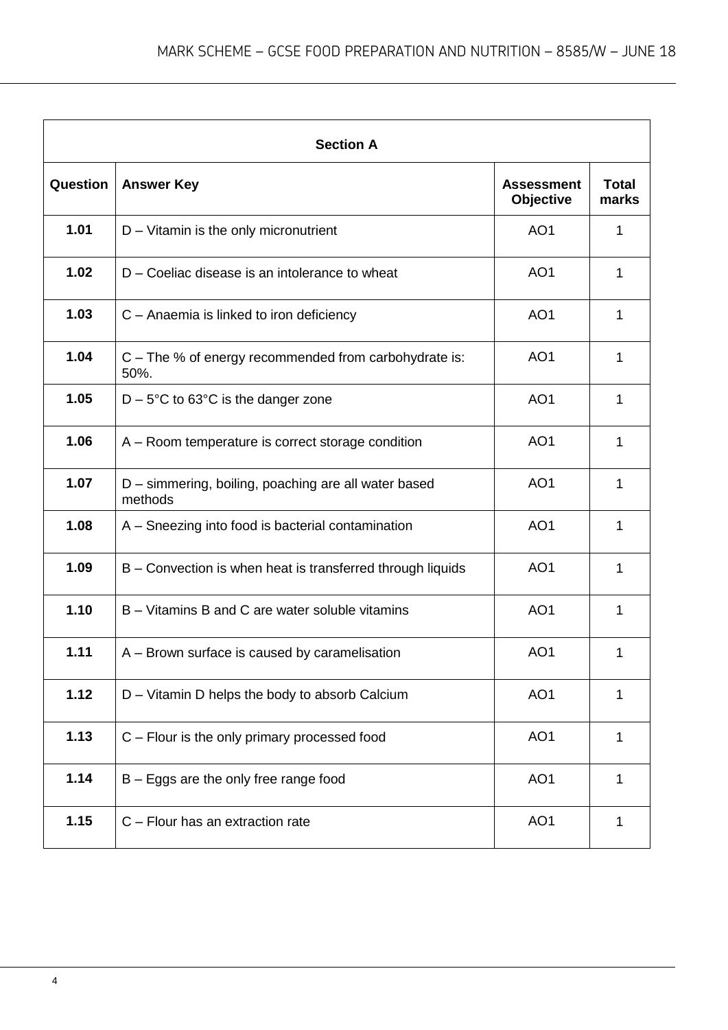| Section A | | | |
|---|---|---|---|
| **Question** | **Answer Key** | **Assessment Objective** | **Total marks** |
| **1.01** | D – Vitamin is the only micronutrient | AO1 | 1 |
| **1.02** | D – Coeliac disease is an intolerance to wheat | AO1 | 1 |
| **1.03** | C – Anaemia is linked to iron deficiency | AO1 | 1 |
| **1.04** | C – The % of energy recommended from carbohydrate is: 50%. | AO1 | 1 |
| **1.05** | D – 5°C to 63°C is the danger zone | AO1 | 1 |
| **1.06** | A – Room temperature is correct storage condition | AO1 | 1 |
| **1.07** | D – simmering, boiling, poaching are all water based methods | AO1 | 1 |
| **1.08** | A – Sneezing into food is bacterial contamination | AO1 | 1 |
| **1.09** | B – Convection is when heat is transferred through liquids | AO1 | 1 |
| **1.10** | B – Vitamins B and C are water soluble vitamins | AO1 | 1 |
| **1.11** | A – Brown surface is caused by caramelisation | AO1 | 1 |
| **1.12** | D – Vitamin D helps the body to absorb Calcium | AO1 | 1 |
| **1.13** | C – Flour is the only primary processed food | AO1 | 1 |
| **1.14** | B – Eggs are the only free range food | AO1 | 1 |
| **1.15** | C – Flour has an extraction rate | AO1 | 1 |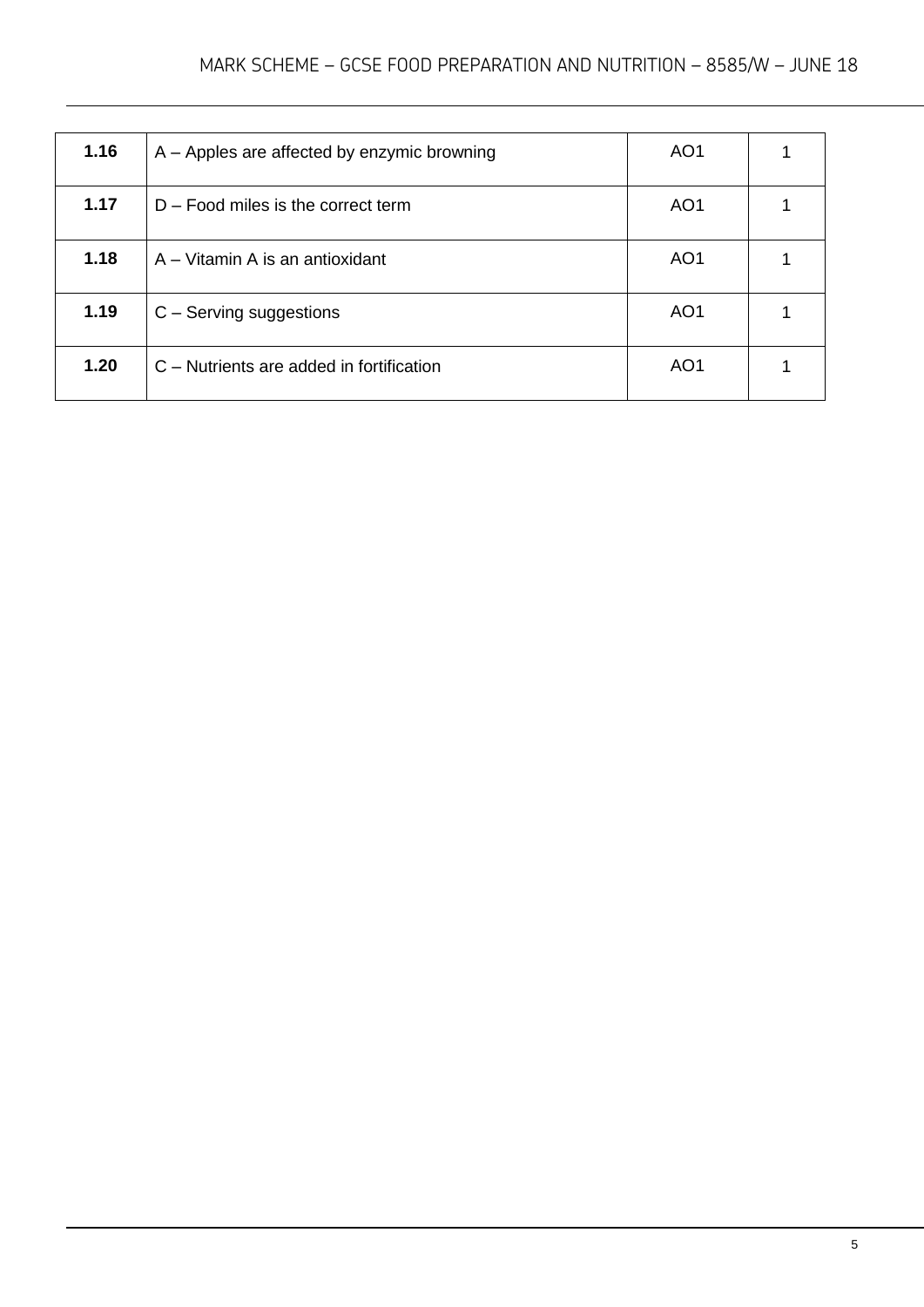| 1.16 | A – Apples are affected by enzymic browning | AO1 | 1 |
|---|---|---|---|
| **1.17** | D – Food miles is the correct term | AO1 | 1 |
| **1.18** | A – Vitamin A is an antioxidant | AO1 | 1 |
| **1.19** | C – Serving suggestions | AO1 | 1 |
| **1.20** | C – Nutrients are added in fortification | AO1 | 1 |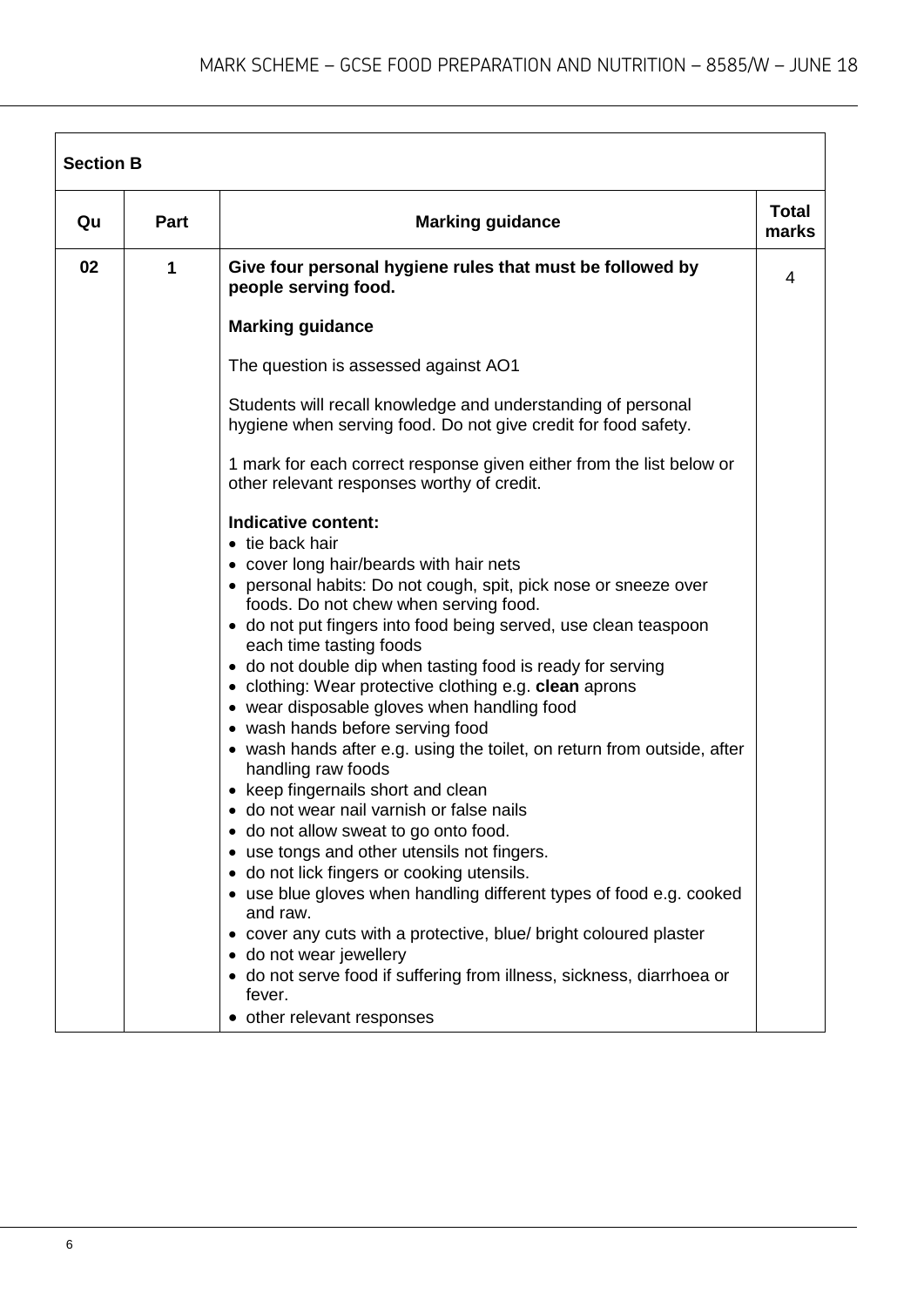| Section B | | | |
|---|---|---|---|
| **Qu** | **Part** | **Marking guidance** | **Total marks** |
| **02** | **1** | **Give four personal hygiene rules that must be followed by people serving food.**<br><br>**Marking guidance**<br><br>The question is assessed against AO1<br><br>Students will recall knowledge and understanding of personal hygiene when serving food. Do not give credit for food safety.<br><br>1 mark for each correct response given either from the list below or other relevant responses worthy of credit.<br><br>**Indicative content:**<br>• tie back hair<br>• cover long hair/beards with hair nets<br>• personal habits: Do not cough, spit, pick nose or sneeze over foods. Do not chew when serving food.<br>• do not put fingers into food being served, use clean teaspoon each time tasting foods<br>• do not double dip when tasting food is ready for serving<br>• clothing: Wear protective clothing e.g. **clean** aprons<br>• wear disposable gloves when handling food<br>• wash hands before serving food<br>• wash hands after e.g. using the toilet, on return from outside, after handling raw foods<br>• keep fingernails short and clean<br>• do not wear nail varnish or false nails<br>• do not allow sweat to go onto food.<br>• use tongs and other utensils not fingers.<br>• do not lick fingers or cooking utensils.<br>• use blue gloves when handling different types of food e.g. cooked and raw.<br>• cover any cuts with a protective, blue/ bright coloured plaster<br>• do not wear jewellery<br>• do not serve food if suffering from illness, sickness, diarrhoea or fever.<br>• other relevant responses | 4 |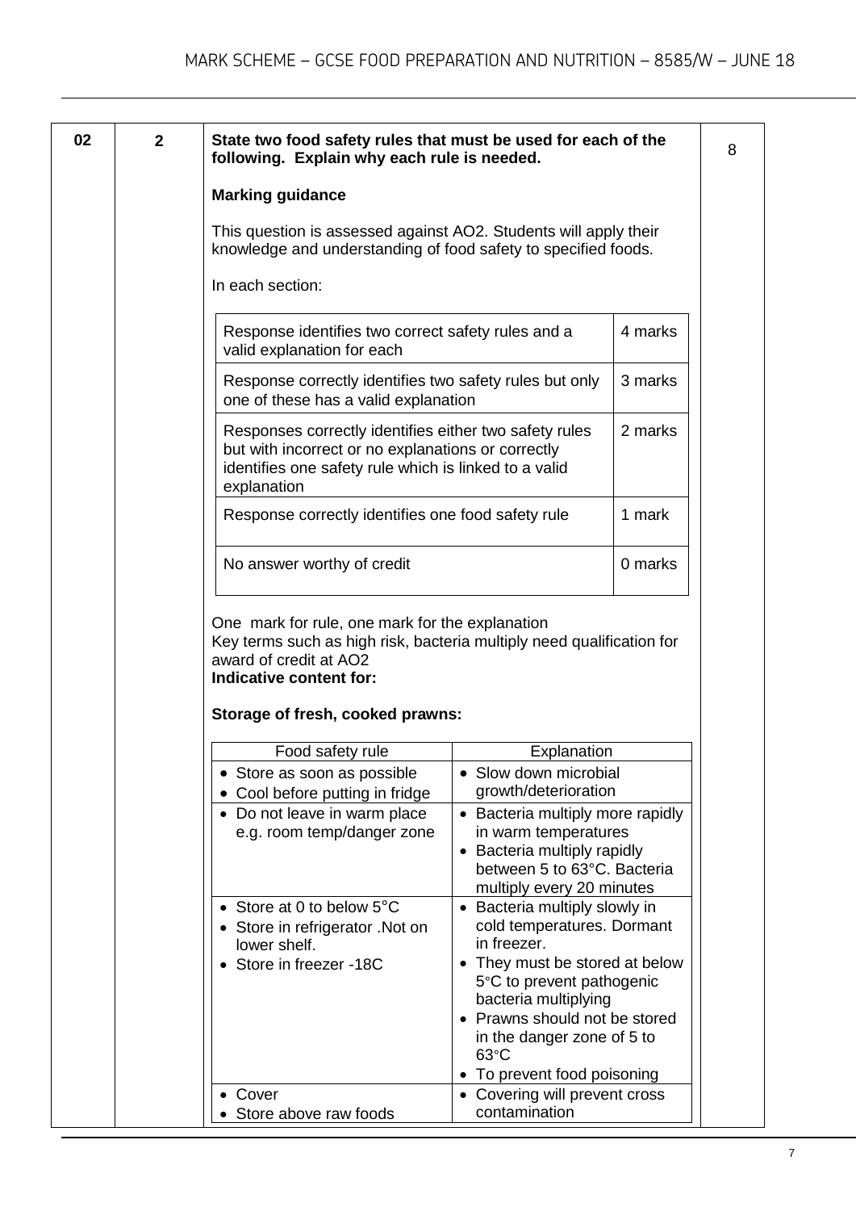| 02 | 2 | State two food safety rules that must be used for each of the following. Explain why each rule is needed. | 8 |
|---|---|---|---|

**State two food safety rules that must be used for each of the following. Explain why each rule is needed.**

**Marking guidance**

This question is assessed against AO2. Students will apply their knowledge and understanding of food safety to specified foods.

In each section:

| Descriptor | Marks |
|---|---|
| Response identifies two correct safety rules and a valid explanation for each | 4 marks |
| Response correctly identifies two safety rules but only one of these has a valid explanation | 3 marks |
| Responses correctly identifies either two safety rules but with incorrect or no explanations or correctly identifies one safety rule which is linked to a valid explanation | 2 marks |
| Response correctly identifies one food safety rule | 1 mark |
| No answer worthy of credit | 0 marks |

One mark for rule, one mark for the explanation
Key terms such as high risk, bacteria multiply need qualification for award of credit at AO2

**Indicative content for:**

**Storage of fresh, cooked prawns:**

| Food safety rule | Explanation |
|---|---|
| • Store as soon as possible<br>• Cool before putting in fridge | • Slow down microbial growth/deterioration |
| • Do not leave in warm place e.g. room temp/danger zone | • Bacteria multiply more rapidly in warm temperatures<br>• Bacteria multiply rapidly between 5 to 63°C. Bacteria multiply every 20 minutes |
| • Store at 0 to below 5°C<br>• Store in refrigerator .Not on lower shelf.<br>• Store in freezer -18C | • Bacteria multiply slowly in cold temperatures. Dormant in freezer.<br>• They must be stored at below 5°C to prevent pathogenic bacteria multiplying<br>• Prawns should not be stored in the danger zone of 5 to 63°C<br>• To prevent food poisoning |
| • Cover<br>• Store above raw foods | • Covering will prevent cross contamination |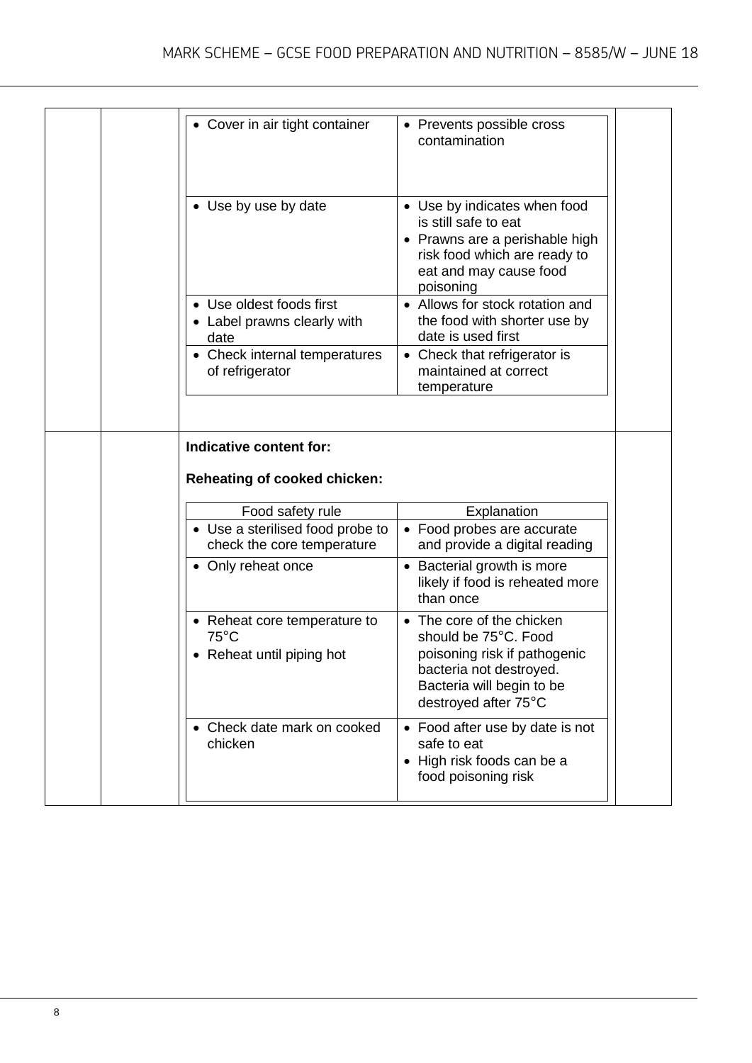| Food safety rule | Explanation |
|---|---|
| • Cover in air tight container | • Prevents possible cross contamination |
| • Use by use by date | • Use by indicates when food is still safe to eat<br>• Prawns are a perishable high risk food which are ready to eat and may cause food poisoning |
| • Use oldest foods first<br>• Label prawns clearly with date | • Allows for stock rotation and the food with shorter use by date is used first |
| • Check internal temperatures of refrigerator | • Check that refrigerator is maintained at correct temperature |

**Indicative content for:**

**Reheating of cooked chicken:**

| Food safety rule | Explanation |
|---|---|
| • Use a sterilised food probe to check the core temperature | • Food probes are accurate and provide a digital reading |
| • Only reheat once | • Bacterial growth is more likely if food is reheated more than once |
| • Reheat core temperature to 75°C<br>• Reheat until piping hot | • The core of the chicken should be 75°C. Food poisoning risk if pathogenic bacteria not destroyed. Bacteria will begin to be destroyed after 75°C |
| • Check date mark on cooked chicken | • Food after use by date is not safe to eat<br>• High risk foods can be a food poisoning risk |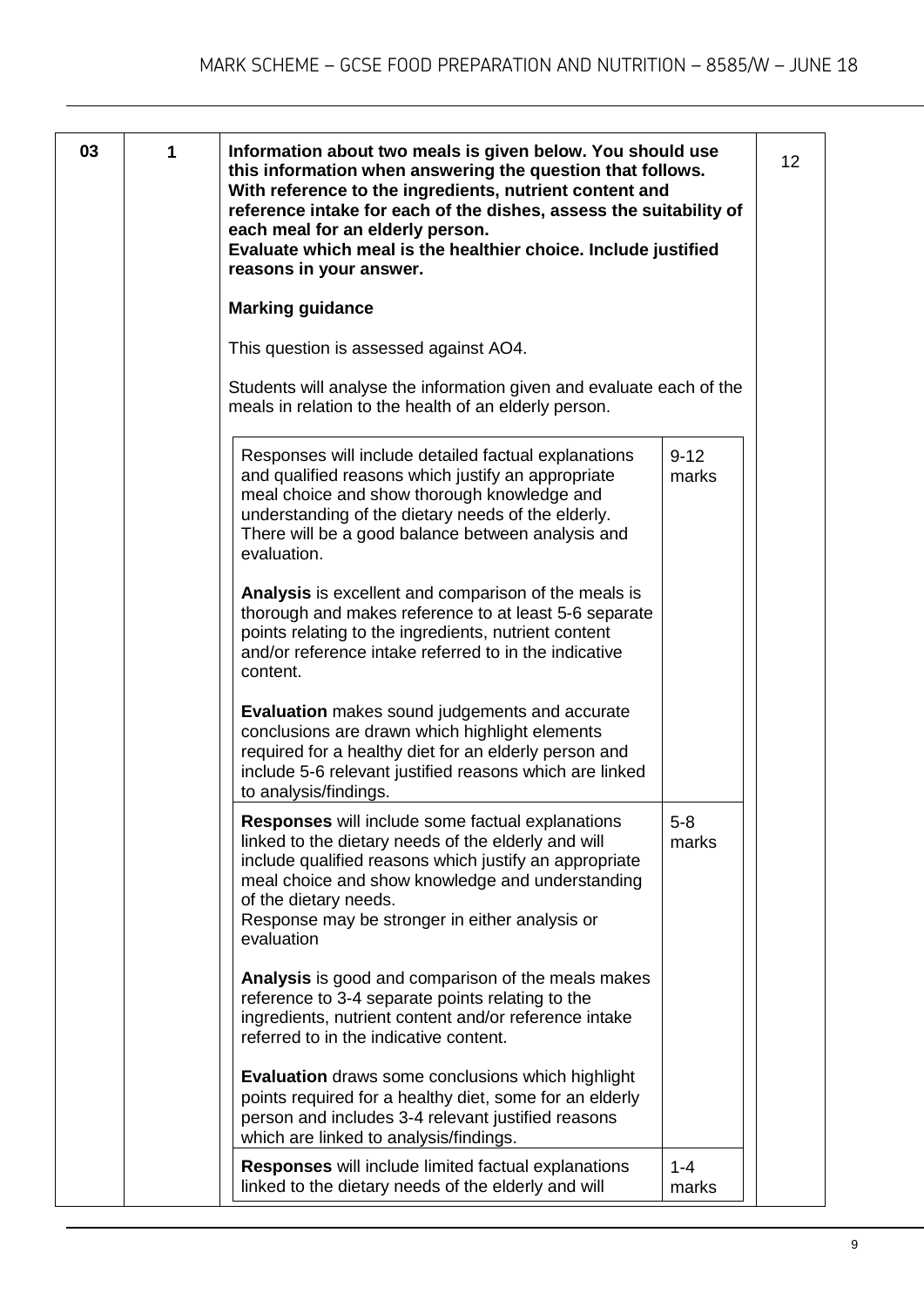| 03 | 1 | **Information about two meals is given below. You should use this information when answering the question that follows. With reference to the ingredients, nutrient content and reference intake for each of the dishes, assess the suitability of each meal for an elderly person. Evaluate which meal is the healthier choice. Include justified reasons in your answer.** | 12 |
|---|---|---|---|

**Marking guidance**

This question is assessed against AO4.

Students will analyse the information given and evaluate each of the meals in relation to the health of an elderly person.

| | |
|---|---|
| Responses will include detailed factual explanations and qualified reasons which justify an appropriate meal choice and show thorough knowledge and understanding of the dietary needs of the elderly. There will be a good balance between analysis and evaluation.<br><br>**Analysis** is excellent and comparison of the meals is thorough and makes reference to at least 5-6 separate points relating to the ingredients, nutrient content and/or reference intake referred to in the indicative content.<br><br>**Evaluation** makes sound judgements and accurate conclusions are drawn which highlight elements required for a healthy diet for an elderly person and include 5-6 relevant justified reasons which are linked to analysis/findings. | 9-12 marks |
| **Responses** will include some factual explanations linked to the dietary needs of the elderly and will include qualified reasons which justify an appropriate meal choice and show knowledge and understanding of the dietary needs.<br>Response may be stronger in either analysis or evaluation<br><br>**Analysis** is good and comparison of the meals makes reference to 3-4 separate points relating to the ingredients, nutrient content and/or reference intake referred to in the indicative content.<br><br>**Evaluation** draws some conclusions which highlight points required for a healthy diet, some for an elderly person and includes 3-4 relevant justified reasons which are linked to analysis/findings. | 5-8 marks |
| **Responses** will include limited factual explanations linked to the dietary needs of the elderly and will | 1-4 marks |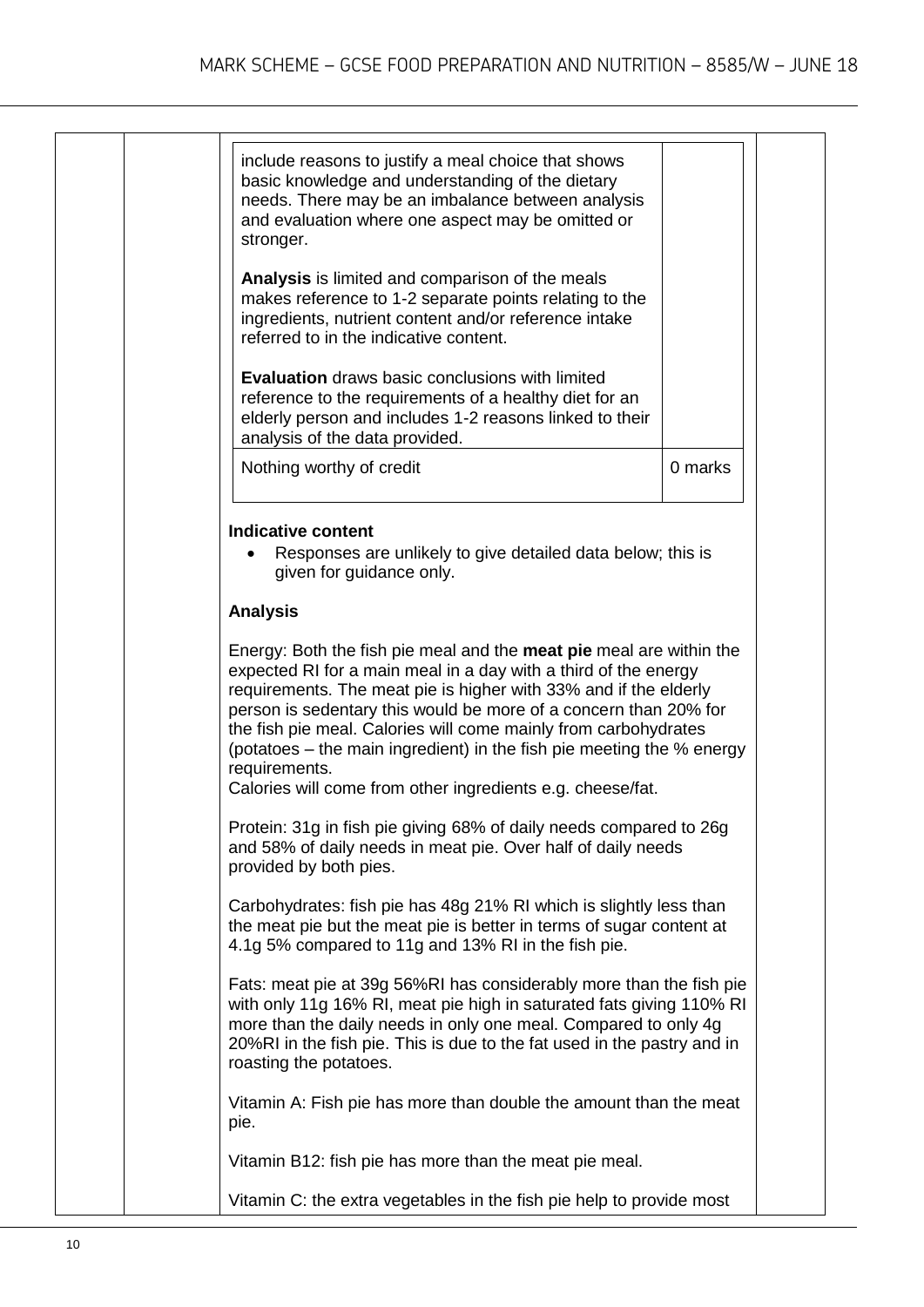| | |
|---|---|
| include reasons to justify a meal choice that shows basic knowledge and understanding of the dietary needs. There may be an imbalance between analysis and evaluation where one aspect may be omitted or stronger.<br><br>**Analysis** is limited and comparison of the meals makes reference to 1-2 separate points relating to the ingredients, nutrient content and/or reference intake referred to in the indicative content.<br><br>**Evaluation** draws basic conclusions with limited reference to the requirements of a healthy diet for an elderly person and includes 1-2 reasons linked to their analysis of the data provided. | |
| Nothing worthy of credit | 0 marks |

**Indicative content**

- Responses are unlikely to give detailed data below; this is given for guidance only.

**Analysis**

Energy: Both the fish pie meal and the **meat pie** meal are within the expected RI for a main meal in a day with a third of the energy requirements. The meat pie is higher with 33% and if the elderly person is sedentary this would be more of a concern than 20% for the fish pie meal. Calories will come mainly from carbohydrates (potatoes – the main ingredient) in the fish pie meeting the % energy requirements.
Calories will come from other ingredients e.g. cheese/fat.

Protein: 31g in fish pie giving 68% of daily needs compared to 26g and 58% of daily needs in meat pie. Over half of daily needs provided by both pies.

Carbohydrates: fish pie has 48g 21% RI which is slightly less than the meat pie but the meat pie is better in terms of sugar content at 4.1g 5% compared to 11g and 13% RI in the fish pie.

Fats: meat pie at 39g 56%RI has considerably more than the fish pie with only 11g 16% RI, meat pie high in saturated fats giving 110% RI more than the daily needs in only one meal. Compared to only 4g 20%RI in the fish pie. This is due to the fat used in the pastry and in roasting the potatoes.

Vitamin A: Fish pie has more than double the amount than the meat pie.

Vitamin B12: fish pie has more than the meat pie meal.

Vitamin C: the extra vegetables in the fish pie help to provide most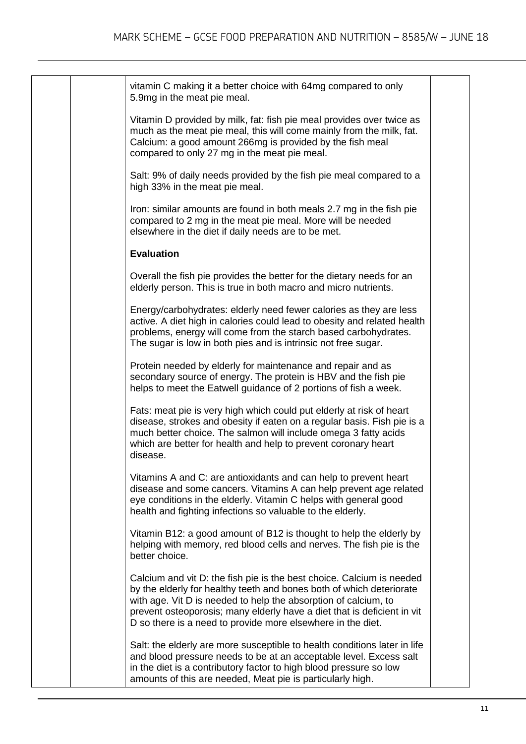vitamin C making it a better choice with 64mg compared to only 5.9mg in the meat pie meal.

Vitamin D provided by milk, fat: fish pie meal provides over twice as much as the meat pie meal, this will come mainly from the milk, fat. Calcium: a good amount 266mg is provided by the fish meal compared to only 27 mg in the meat pie meal.

Salt: 9% of daily needs provided by the fish pie meal compared to a high 33% in the meat pie meal.

Iron: similar amounts are found in both meals 2.7 mg in the fish pie compared to 2 mg in the meat pie meal. More will be needed elsewhere in the diet if daily needs are to be met.

**Evaluation**

Overall the fish pie provides the better for the dietary needs for an elderly person. This is true in both macro and micro nutrients.

Energy/carbohydrates: elderly need fewer calories as they are less active. A diet high in calories could lead to obesity and related health problems, energy will come from the starch based carbohydrates. The sugar is low in both pies and is intrinsic not free sugar.

Protein needed by elderly for maintenance and repair and as secondary source of energy. The protein is HBV and the fish pie helps to meet the Eatwell guidance of 2 portions of fish a week.

Fats: meat pie is very high which could put elderly at risk of heart disease, strokes and obesity if eaten on a regular basis. Fish pie is a much better choice. The salmon will include omega 3 fatty acids which are better for health and help to prevent coronary heart disease.

Vitamins A and C: are antioxidants and can help to prevent heart disease and some cancers. Vitamins A can help prevent age related eye conditions in the elderly. Vitamin C helps with general good health and fighting infections so valuable to the elderly.

Vitamin B12: a good amount of B12 is thought to help the elderly by helping with memory, red blood cells and nerves. The fish pie is the better choice.

Calcium and vit D: the fish pie is the best choice. Calcium is needed by the elderly for healthy teeth and bones both of which deteriorate with age. Vit D is needed to help the absorption of calcium, to prevent osteoporosis; many elderly have a diet that is deficient in vit D so there is a need to provide more elsewhere in the diet.

Salt: the elderly are more susceptible to health conditions later in life and blood pressure needs to be at an acceptable level. Excess salt in the diet is a contributory factor to high blood pressure so low amounts of this are needed, Meat pie is particularly high.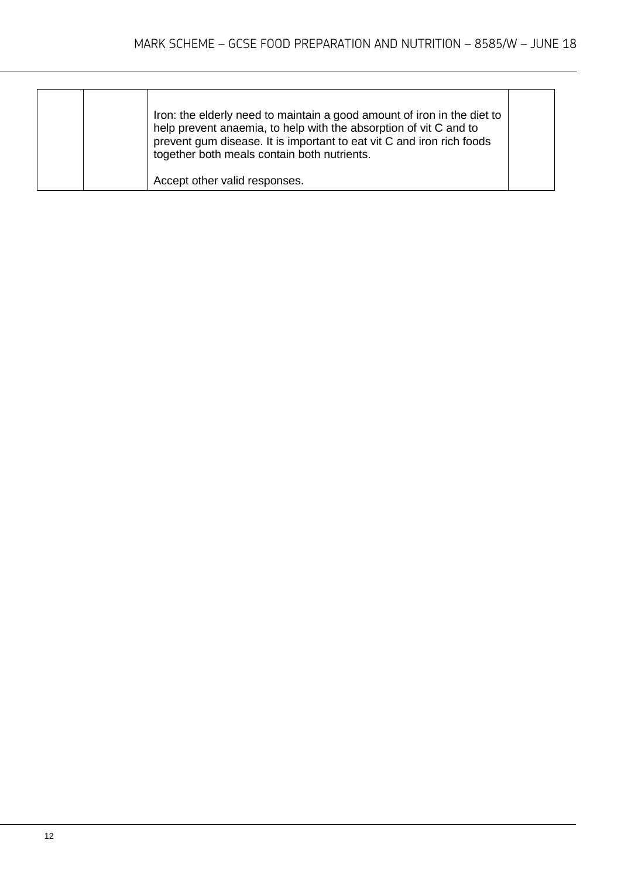|  |  |  |  |
|---|---|---|---|
|  |  | Iron: the elderly need to maintain a good amount of iron in the diet to help prevent anaemia, to help with the absorption of vit C and to prevent gum disease. It is important to eat vit C and iron rich foods together both meals contain both nutrients.<br><br>Accept other valid responses. |  |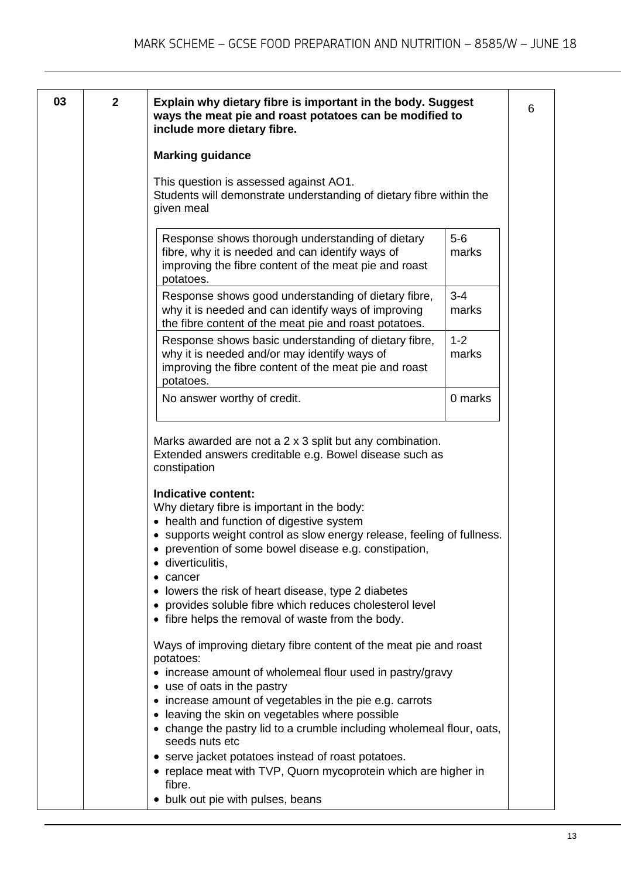| 03 | 2 | **Explain why dietary fibre is important in the body. Suggest ways the meat pie and roast potatoes can be modified to include more dietary fibre.** | 6 |
|---|---|---|---|

**Marking guidance**

This question is assessed against AO1.
Students will demonstrate understanding of dietary fibre within the given meal

| Response shows thorough understanding of dietary fibre, why it is needed and can identify ways of improving the fibre content of the meat pie and roast potatoes. | 5-6 marks |
|---|---|
| Response shows good understanding of dietary fibre, why it is needed and can identify ways of improving the fibre content of the meat pie and roast potatoes. | 3-4 marks |
| Response shows basic understanding of dietary fibre, why it is needed and/or may identify ways of improving the fibre content of the meat pie and roast potatoes. | 1-2 marks |
| No answer worthy of credit. | 0 marks |

Marks awarded are not a 2 x 3 split but any combination.
Extended answers creditable e.g. Bowel disease such as constipation

**Indicative content:**

Why dietary fibre is important in the body:

- health and function of digestive system
- supports weight control as slow energy release, feeling of fullness.
- prevention of some bowel disease e.g. constipation,
- diverticulitis,
- cancer
- lowers the risk of heart disease, type 2 diabetes
- provides soluble fibre which reduces cholesterol level
- fibre helps the removal of waste from the body.

Ways of improving dietary fibre content of the meat pie and roast potatoes:

- increase amount of wholemeal flour used in pastry/gravy
- use of oats in the pastry
- increase amount of vegetables in the pie e.g. carrots
- leaving the skin on vegetables where possible
- change the pastry lid to a crumble including wholemeal flour, oats, seeds nuts etc
- serve jacket potatoes instead of roast potatoes.
- replace meat with TVP, Quorn mycoprotein which are higher in fibre.
- bulk out pie with pulses, beans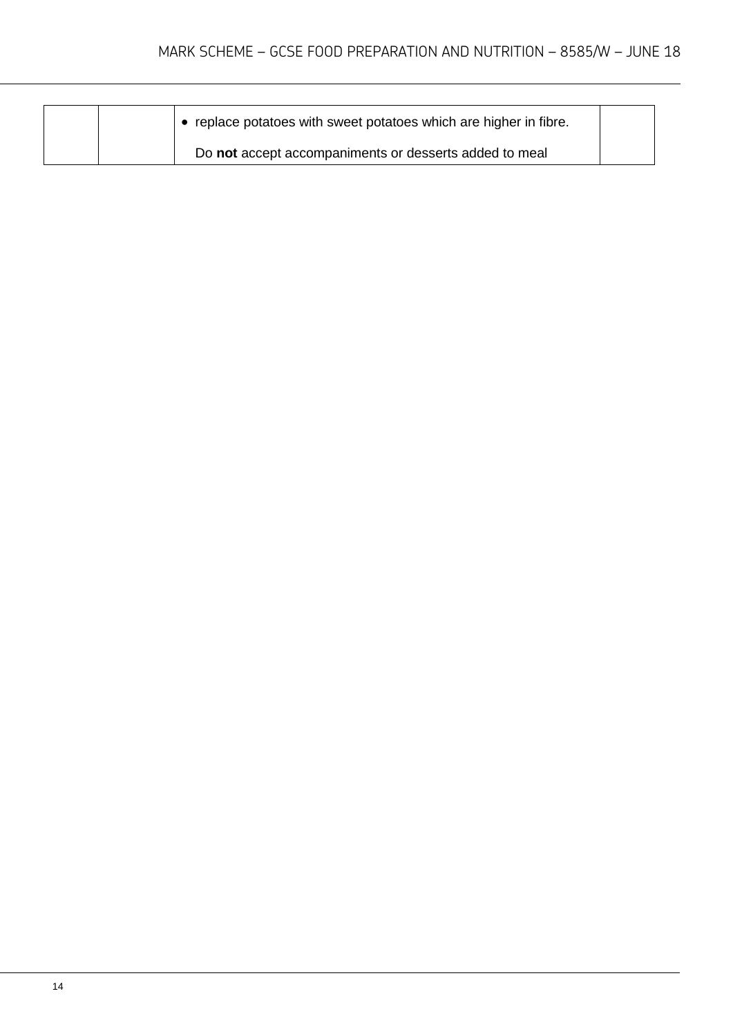|  |  |  |  |
|---|---|---|---|
|  |  | • replace potatoes with sweet potatoes which are higher in fibre.<br><br>Do **not** accept accompaniments or desserts added to meal |  |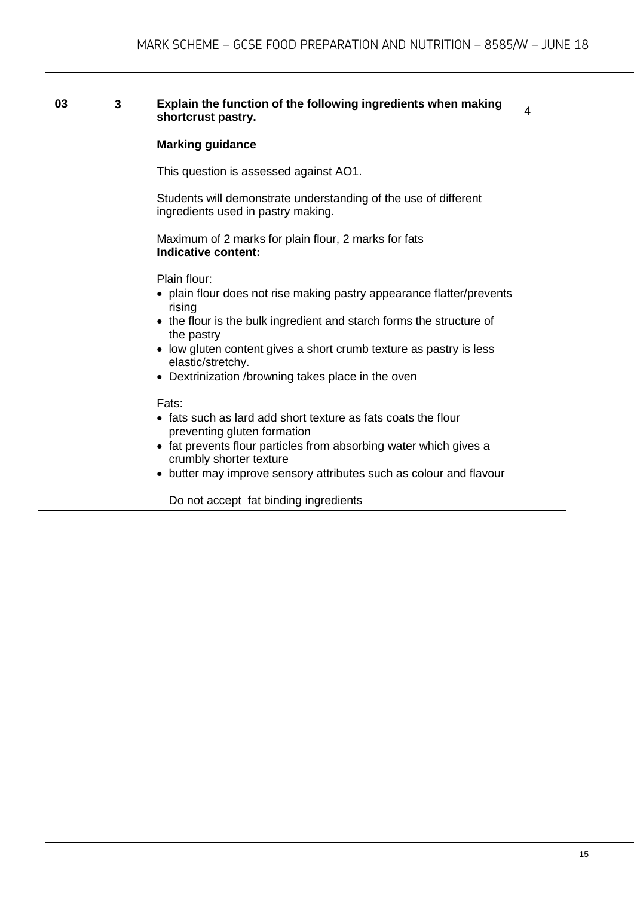| | | | |
|---|---|---|---|
| 03 | 3 | **Explain the function of the following ingredients when making shortcrust pastry.**<br><br>**Marking guidance**<br><br>This question is assessed against AO1.<br><br>Students will demonstrate understanding of the use of different ingredients used in pastry making.<br><br>Maximum of 2 marks for plain flour, 2 marks for fats<br>**Indicative content:**<br><br>Plain flour:<br>• plain flour does not rise making pastry appearance flatter/prevents rising<br>• the flour is the bulk ingredient and starch forms the structure of the pastry<br>• low gluten content gives a short crumb texture as pastry is less elastic/stretchy.<br>• Dextrinization /browning takes place in the oven<br><br>Fats:<br>• fats such as lard add short texture as fats coats the flour preventing gluten formation<br>• fat prevents flour particles from absorbing water which gives a crumbly shorter texture<br>• butter may improve sensory attributes such as colour and flavour<br><br>Do not accept fat binding ingredients | 4 |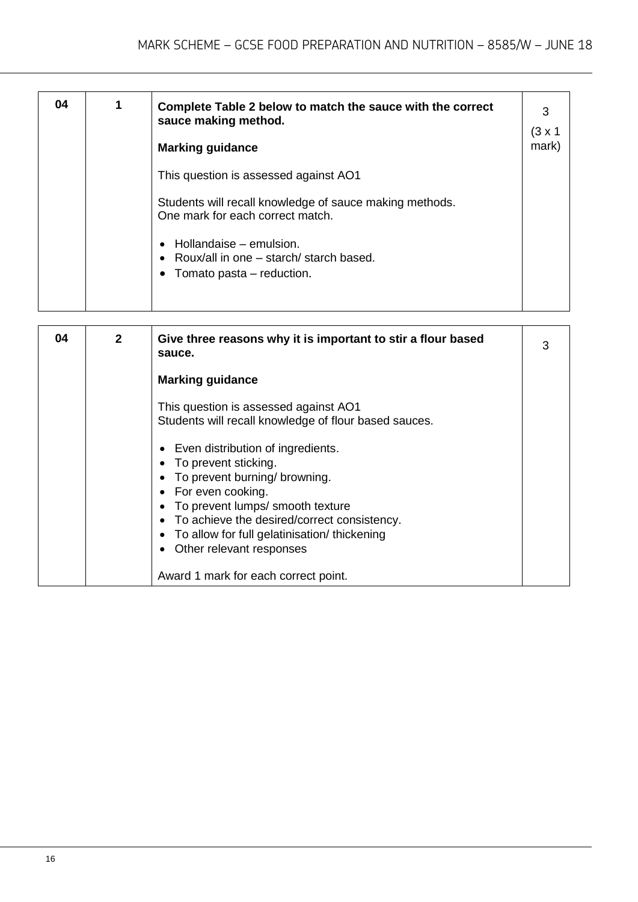| | | | |
|---|---|---|---|
| 04 | 1 | **Complete Table 2 below to match the sauce with the correct sauce making method.**<br><br>**Marking guidance**<br><br>This question is assessed against AO1<br><br>Students will recall knowledge of sauce making methods.<br>One mark for each correct match.<br><br>• Hollandaise – emulsion.<br>• Roux/all in one – starch/ starch based.<br>• Tomato pasta – reduction. | 3<br>(3 x 1 mark) |

| | | | |
|---|---|---|---|
| 04 | 2 | **Give three reasons why it is important to stir a flour based sauce.**<br><br>**Marking guidance**<br><br>This question is assessed against AO1<br>Students will recall knowledge of flour based sauces.<br><br>• Even distribution of ingredients.<br>• To prevent sticking.<br>• To prevent burning/ browning.<br>• For even cooking.<br>• To prevent lumps/ smooth texture<br>• To achieve the desired/correct consistency.<br>• To allow for full gelatinisation/ thickening<br>• Other relevant responses<br><br>Award 1 mark for each correct point. | 3 |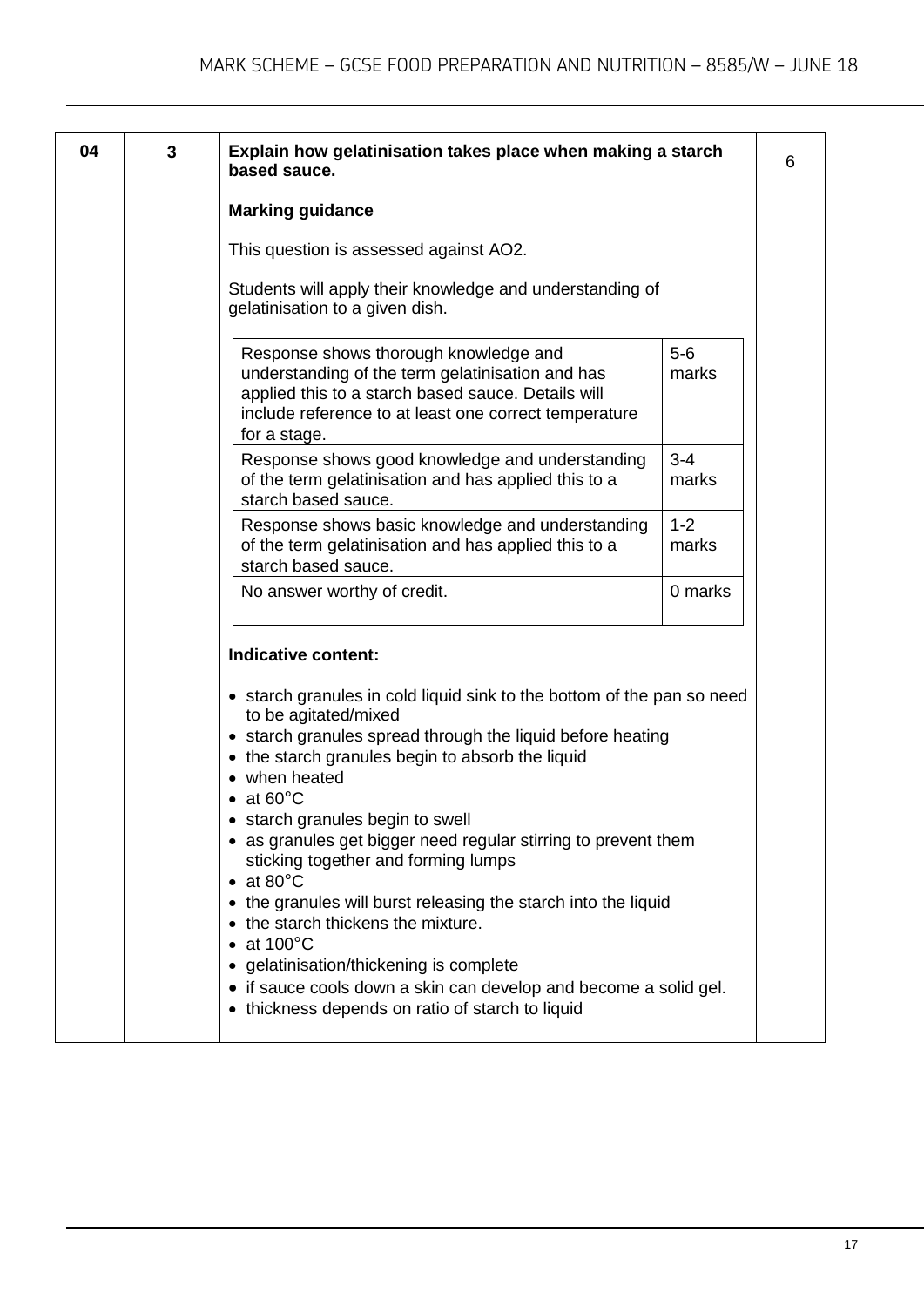| 04 | 3 | **Explain how gelatinisation takes place when making a starch based sauce.** | 6 |
|---|---|---|---|

**Marking guidance**

This question is assessed against AO2.

Students will apply their knowledge and understanding of gelatinisation to a given dish.

| Descriptor | Marks |
|---|---|
| Response shows thorough knowledge and understanding of the term gelatinisation and has applied this to a starch based sauce. Details will include reference to at least one correct temperature for a stage. | 5-6 marks |
| Response shows good knowledge and understanding of the term gelatinisation and has applied this to a starch based sauce. | 3-4 marks |
| Response shows basic knowledge and understanding of the term gelatinisation and has applied this to a starch based sauce. | 1-2 marks |
| No answer worthy of credit. | 0 marks |

**Indicative content:**

- starch granules in cold liquid sink to the bottom of the pan so need to be agitated/mixed
- starch granules spread through the liquid before heating
- the starch granules begin to absorb the liquid
- when heated
- at 60°C
- starch granules begin to swell
- as granules get bigger need regular stirring to prevent them sticking together and forming lumps
- at 80°C
- the granules will burst releasing the starch into the liquid
- the starch thickens the mixture.
- at 100°C
- gelatinisation/thickening is complete
- if sauce cools down a skin can develop and become a solid gel.
- thickness depends on ratio of starch to liquid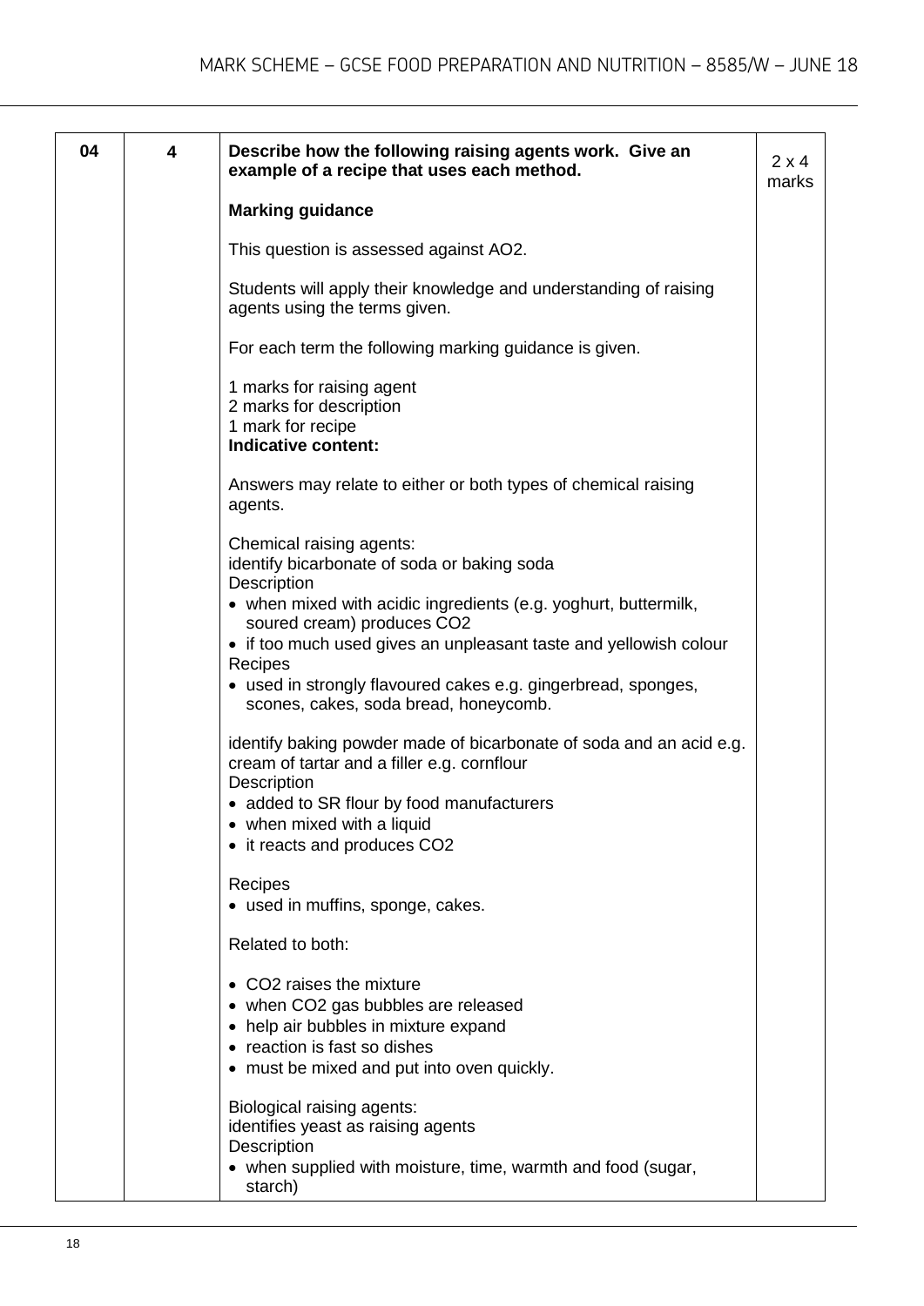| 04 | 4 | **Describe how the following raising agents work. Give an example of a recipe that uses each method.** | 2 x 4 marks |
|---|---|---|---|
| | | **Marking guidance**<br><br>This question is assessed against AO2.<br><br>Students will apply their knowledge and understanding of raising agents using the terms given.<br><br>For each term the following marking guidance is given.<br><br>1 marks for raising agent<br>2 marks for description<br>1 mark for recipe<br>**Indicative content:**<br><br>Answers may relate to either or both types of chemical raising agents.<br><br>Chemical raising agents:<br>identify bicarbonate of soda or baking soda<br>Description<br>• when mixed with acidic ingredients (e.g. yoghurt, buttermilk, soured cream) produces $CO_2$<br>• if too much used gives an unpleasant taste and yellowish colour<br>Recipes<br>• used in strongly flavoured cakes e.g. gingerbread, sponges, scones, cakes, soda bread, honeycomb.<br><br>identify baking powder made of bicarbonate of soda and an acid e.g. cream of tartar and a filler e.g. cornflour<br>Description<br>• added to SR flour by food manufacturers<br>• when mixed with a liquid<br>• it reacts and produces $CO_2$<br><br>Recipes<br>• used in muffins, sponge, cakes.<br><br>Related to both:<br><br>• $CO_2$ raises the mixture<br>• when $CO_2$ gas bubbles are released<br>• help air bubbles in mixture expand<br>• reaction is fast so dishes<br>• must be mixed and put into oven quickly.<br><br>Biological raising agents:<br>identifies yeast as raising agents<br>Description<br>• when supplied with moisture, time, warmth and food (sugar, starch) | |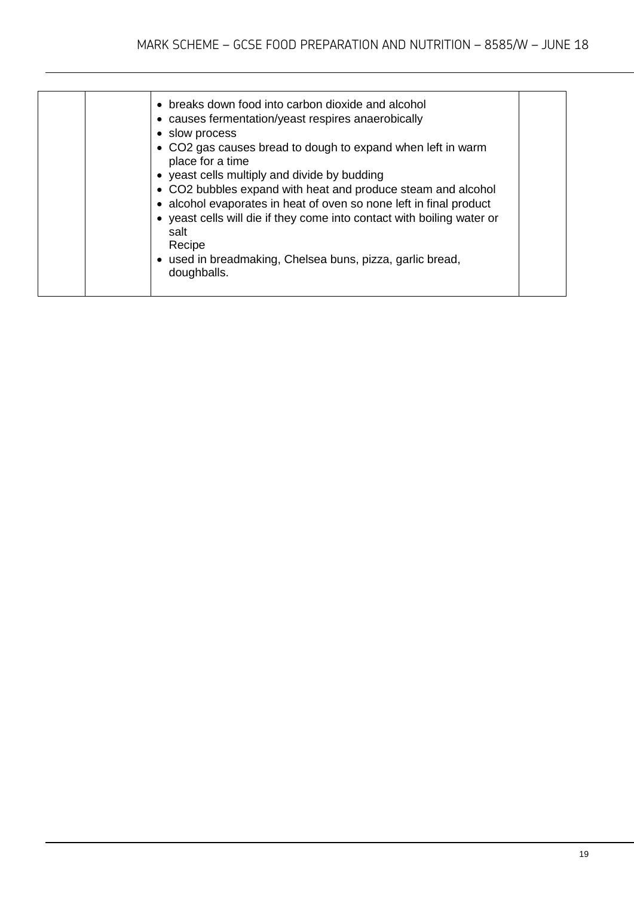| | | | |
|---|---|---|---|
| | | • breaks down food into carbon dioxide and alcohol<br>• causes fermentation/yeast respires anaerobically<br>• slow process<br>• $CO_2$ gas causes bread to dough to expand when left in warm place for a time<br>• yeast cells multiply and divide by budding<br>• $CO_2$ bubbles expand with heat and produce steam and alcohol<br>• alcohol evaporates in heat of oven so none left in final product<br>• yeast cells will die if they come into contact with boiling water or salt<br>Recipe<br>• used in breadmaking, Chelsea buns, pizza, garlic bread, doughballs. | |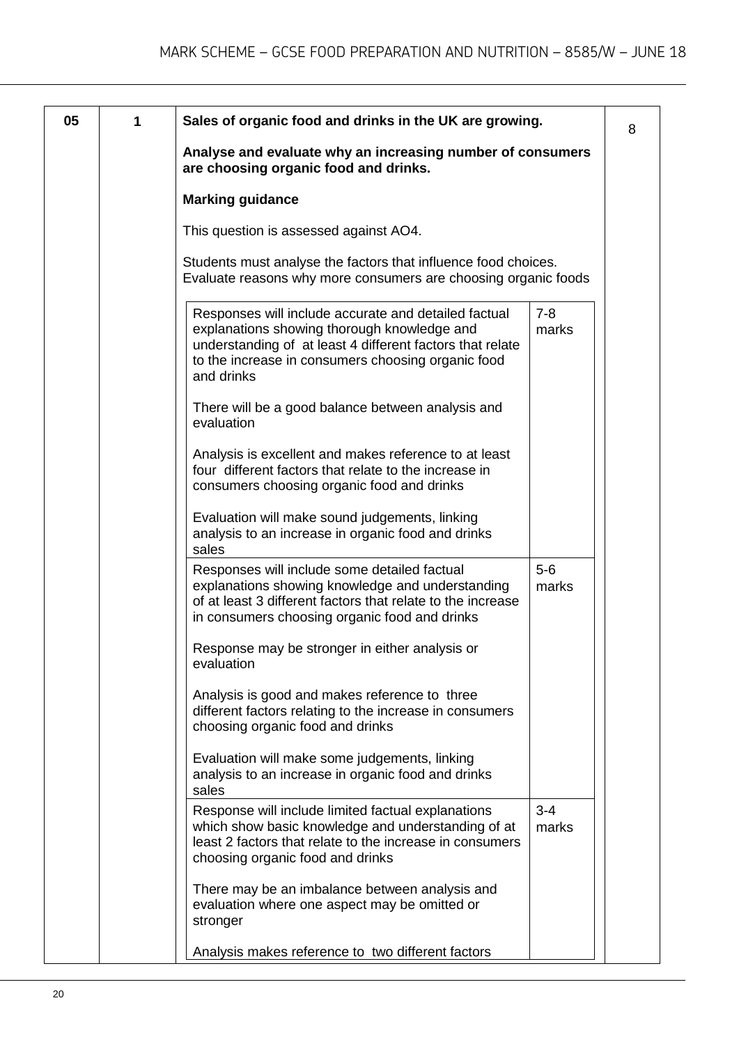| 05 | 1 | **Sales of organic food and drinks in the UK are growing.**<br><br>**Analyse and evaluate why an increasing number of consumers are choosing organic food and drinks.**<br><br>**Marking guidance**<br><br>This question is assessed against AO4.<br><br>Students must analyse the factors that influence food choices. Evaluate reasons why more consumers are choosing organic foods | 8 |
|---|---|---|---|

| Level descriptor | Marks |
|---|---|
| Responses will include accurate and detailed factual explanations showing thorough knowledge and understanding of at least 4 different factors that relate to the increase in consumers choosing organic food and drinks<br><br>There will be a good balance between analysis and evaluation<br><br>Analysis is excellent and makes reference to at least four different factors that relate to the increase in consumers choosing organic food and drinks<br><br>Evaluation will make sound judgements, linking analysis to an increase in organic food and drinks sales | 7-8 marks |
| Responses will include some detailed factual explanations showing knowledge and understanding of at least 3 different factors that relate to the increase in consumers choosing organic food and drinks<br><br>Response may be stronger in either analysis or evaluation<br><br>Analysis is good and makes reference to three different factors relating to the increase in consumers choosing organic food and drinks<br><br>Evaluation will make some judgements, linking analysis to an increase in organic food and drinks sales | 5-6 marks |
| Response will include limited factual explanations which show basic knowledge and understanding of at least 2 factors that relate to the increase in consumers choosing organic food and drinks<br><br>There may be an imbalance between analysis and evaluation where one aspect may be omitted or stronger<br><br>Analysis makes reference to two different factors | 3-4 marks |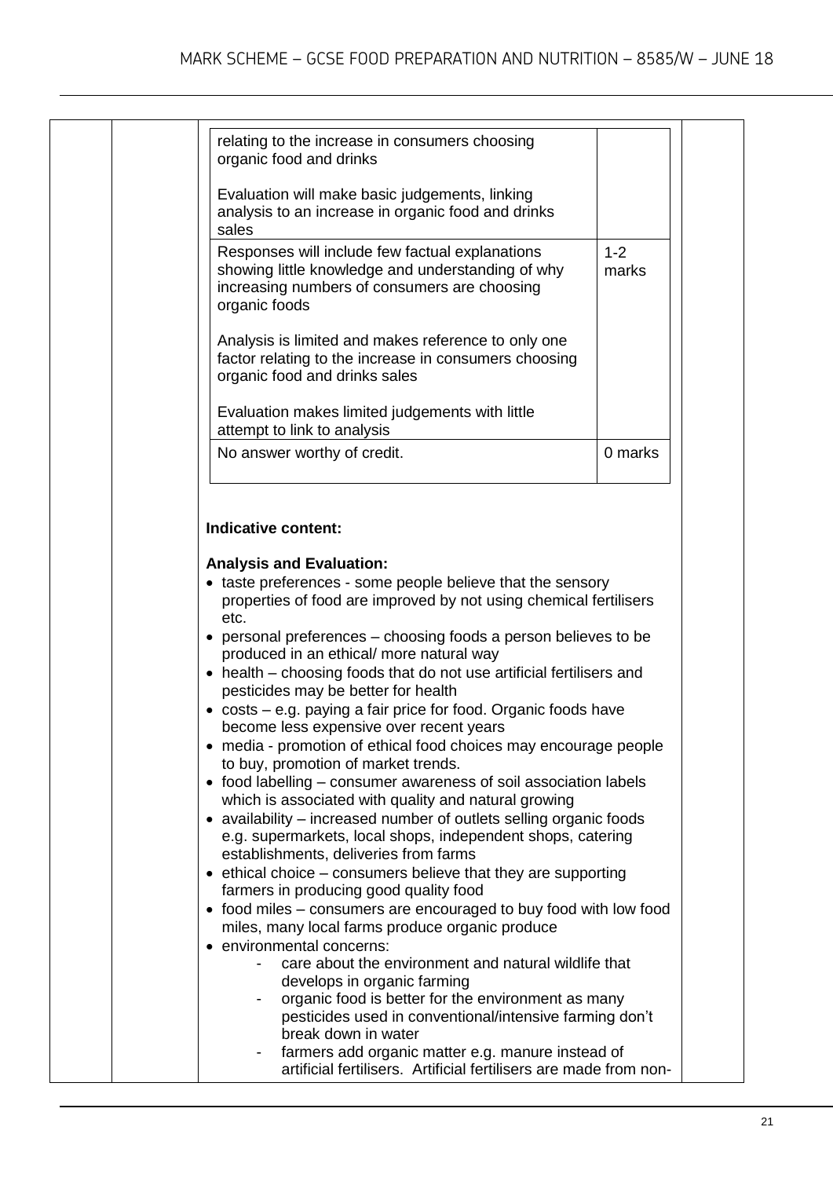| | |
|---|---|
| relating to the increase in consumers choosing organic food and drinks<br><br>Evaluation will make basic judgements, linking analysis to an increase in organic food and drinks sales | |
| Responses will include few factual explanations showing little knowledge and understanding of why increasing numbers of consumers are choosing organic foods<br><br>Analysis is limited and makes reference to only one factor relating to the increase in consumers choosing organic food and drinks sales<br><br>Evaluation makes limited judgements with little attempt to link to analysis | 1-2 marks |
| No answer worthy of credit. | 0 marks |

**Indicative content:**

**Analysis and Evaluation:**

- taste preferences - some people believe that the sensory properties of food are improved by not using chemical fertilisers etc.
- personal preferences – choosing foods a person believes to be produced in an ethical/ more natural way
- health – choosing foods that do not use artificial fertilisers and pesticides may be better for health
- costs – e.g. paying a fair price for food. Organic foods have become less expensive over recent years
- media - promotion of ethical food choices may encourage people to buy, promotion of market trends.
- food labelling – consumer awareness of soil association labels which is associated with quality and natural growing
- availability – increased number of outlets selling organic foods e.g. supermarkets, local shops, independent shops, catering establishments, deliveries from farms
- ethical choice – consumers believe that they are supporting farmers in producing good quality food
- food miles – consumers are encouraged to buy food with low food miles, many local farms produce organic produce
- environmental concerns:
    - care about the environment and natural wildlife that develops in organic farming
    - organic food is better for the environment as many pesticides used in conventional/intensive farming don't break down in water
    - farmers add organic matter e.g. manure instead of artificial fertilisers. Artificial fertilisers are made from non-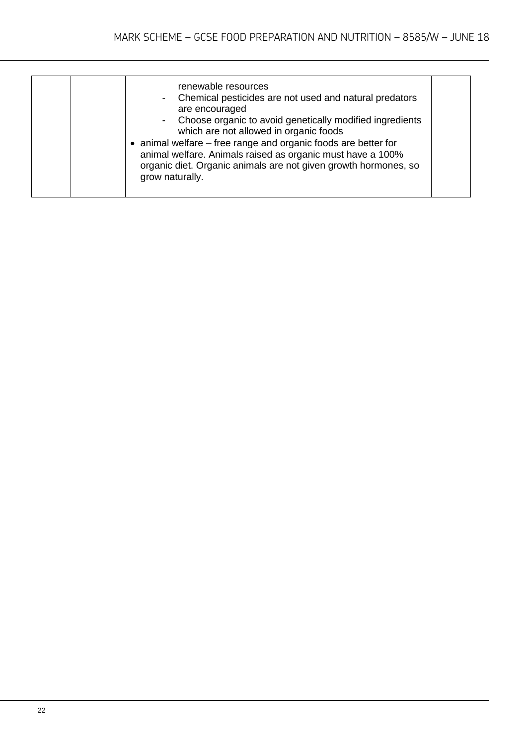| | | | |
|---|---|---|---|
| | | renewable resources<br>- Chemical pesticides are not used and natural predators are encouraged<br>- Choose organic to avoid genetically modified ingredients which are not allowed in organic foods<br>• animal welfare – free range and organic foods are better for animal welfare. Animals raised as organic must have a 100% organic diet. Organic animals are not given growth hormones, so grow naturally. | |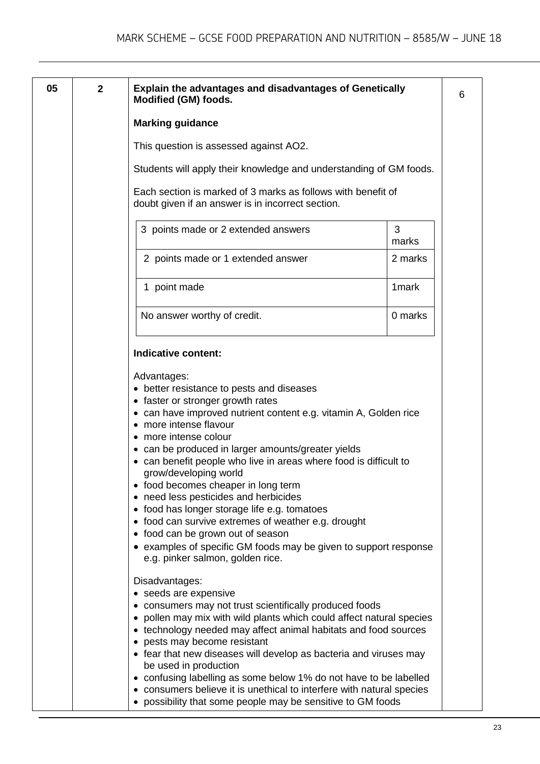| 05 | 2 | **Explain the advantages and disadvantages of Genetically Modified (GM) foods.** | 6 |
|---|---|---|---|

**Marking guidance**

This question is assessed against AO2.

Students will apply their knowledge and understanding of GM foods.

Each section is marked of 3 marks as follows with benefit of doubt given if an answer is in incorrect section.

| | |
|---|---|
| 3 points made or 2 extended answers | 3 marks |
| 2 points made or 1 extended answer | 2 marks |
| 1 point made | 1mark |
| No answer worthy of credit. | 0 marks |

**Indicative content:**

Advantages:

- better resistance to pests and diseases
- faster or stronger growth rates
- can have improved nutrient content e.g. vitamin A, Golden rice
- more intense flavour
- more intense colour
- can be produced in larger amounts/greater yields
- can benefit people who live in areas where food is difficult to grow/developing world
- food becomes cheaper in long term
- need less pesticides and herbicides
- food has longer storage life e.g. tomatoes
- food can survive extremes of weather e.g. drought
- food can be grown out of season
- examples of specific GM foods may be given to support response e.g. pinker salmon, golden rice.

Disadvantages:

- seeds are expensive
- consumers may not trust scientifically produced foods
- pollen may mix with wild plants which could affect natural species
- technology needed may affect animal habitats and food sources
- pests may become resistant
- fear that new diseases will develop as bacteria and viruses may be used in production
- confusing labelling as some below 1% do not have to be labelled
- consumers believe it is unethical to interfere with natural species
- possibility that some people may be sensitive to GM foods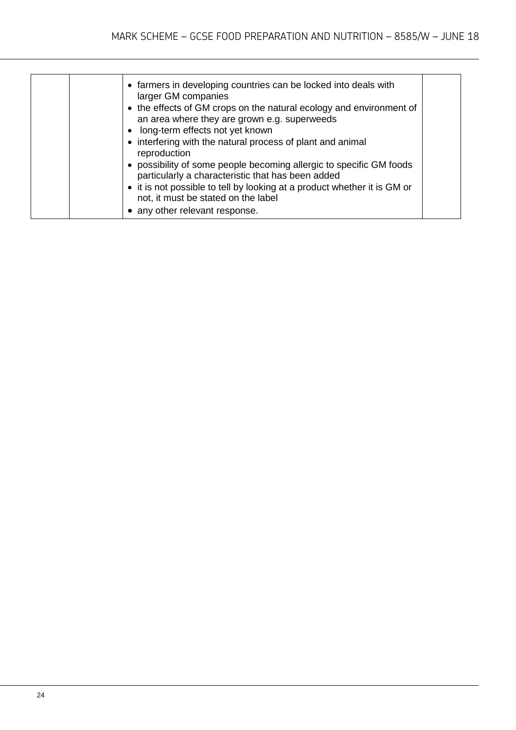| | | | |
|---|---|---|---|
| | | • farmers in developing countries can be locked into deals with larger GM companies<br>• the effects of GM crops on the natural ecology and environment of an area where they are grown e.g. superweeds<br>• long-term effects not yet known<br>• interfering with the natural process of plant and animal reproduction<br>• possibility of some people becoming allergic to specific GM foods particularly a characteristic that has been added<br>• it is not possible to tell by looking at a product whether it is GM or not, it must be stated on the label<br>• any other relevant response. | |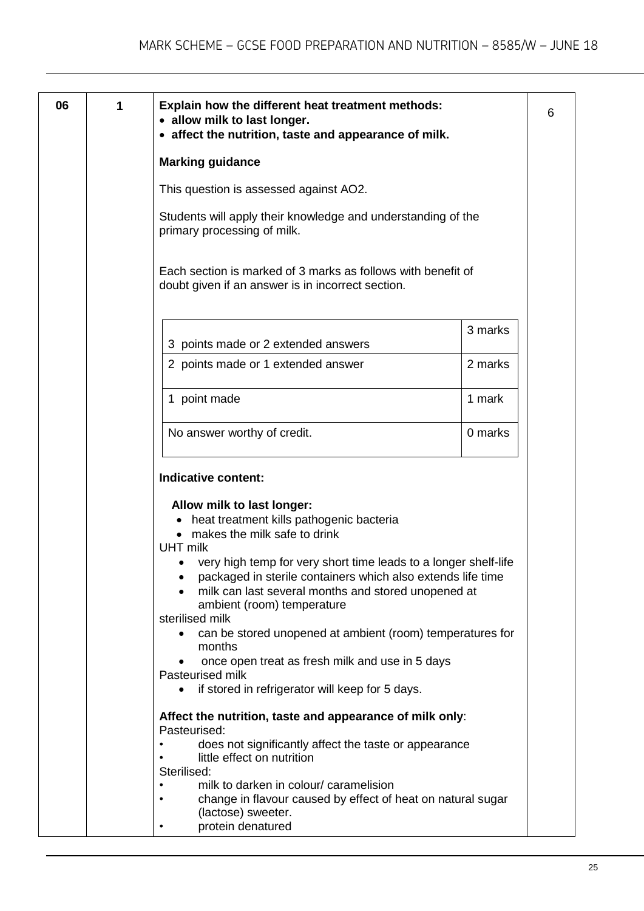| 06 | 1 | **Explain how the different heat treatment methods:** | 6 |
|---|---|---|---|

**Explain how the different heat treatment methods:**
- **allow milk to last longer.**
- **affect the nutrition, taste and appearance of milk.**

**Marking guidance**

This question is assessed against AO2.

Students will apply their knowledge and understanding of the primary processing of milk.

Each section is marked of 3 marks as follows with benefit of doubt given if an answer is in incorrect section.

| | |
|---|---|
| 3 points made or 2 extended answers | 3 marks |
| 2 points made or 1 extended answer | 2 marks |
| 1 point made | 1 mark |
| No answer worthy of credit. | 0 marks |

**Indicative content:**

**Allow milk to last longer:**
- heat treatment kills pathogenic bacteria
- makes the milk safe to drink

UHT milk
- very high temp for very short time leads to a longer shelf-life
- packaged in sterile containers which also extends life time
- milk can last several months and stored unopened at ambient (room) temperature

sterilised milk
- can be stored unopened at ambient (room) temperatures for months
- once open treat as fresh milk and use in 5 days

Pasteurised milk
- if stored in refrigerator will keep for 5 days.

**Affect the nutrition, taste and appearance of milk only**:

Pasteurised:
- does not significantly affect the taste or appearance
- little effect on nutrition

Sterilised:
- milk to darken in colour/ caramelision
- change in flavour caused by effect of heat on natural sugar (lactose) sweeter.
- protein denatured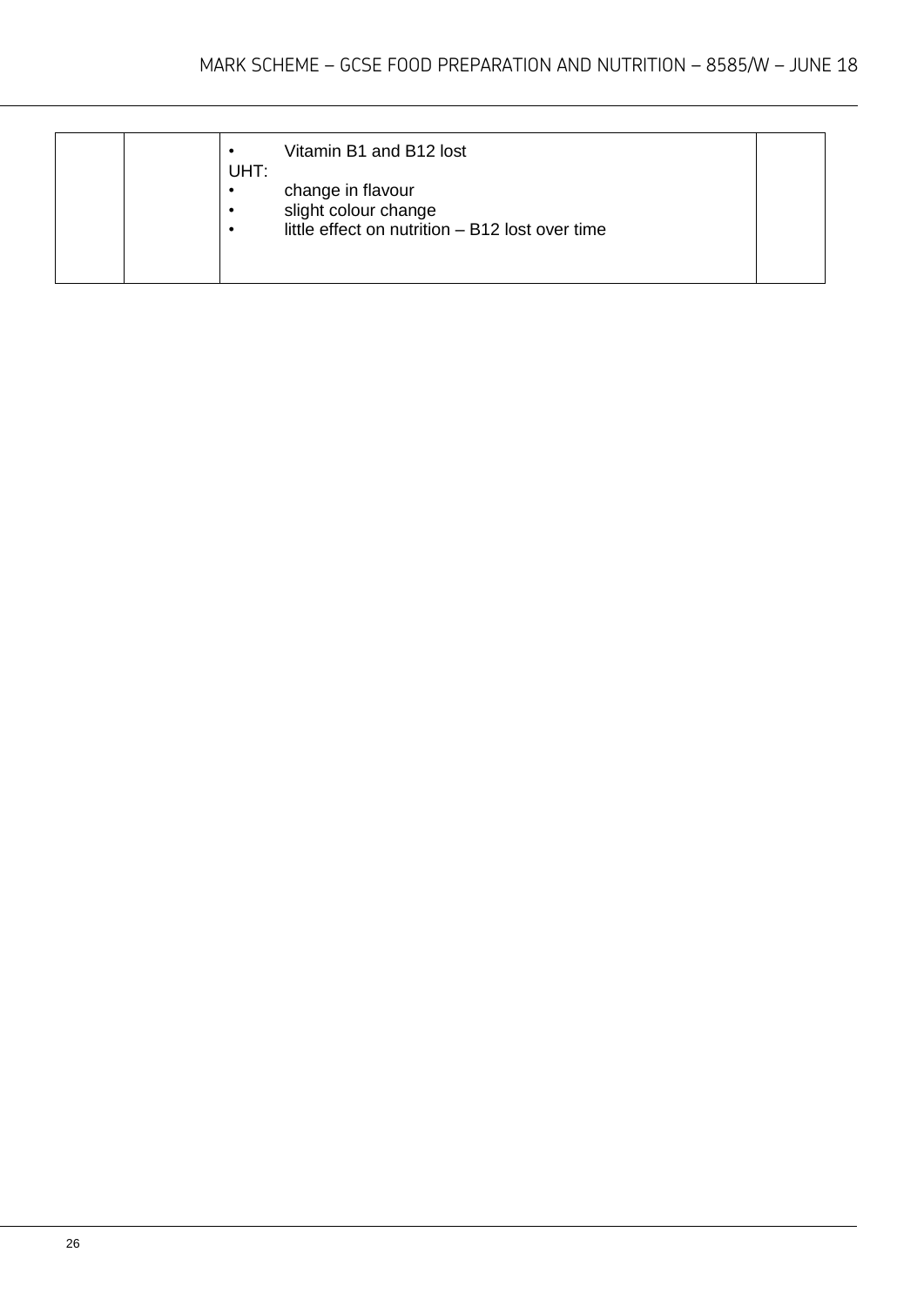| | | | |
|---|---|---|---|
| | | • Vitamin B1 and B12 lost<br>UHT:<br>• change in flavour<br>• slight colour change<br>• little effect on nutrition – B12 lost over time | |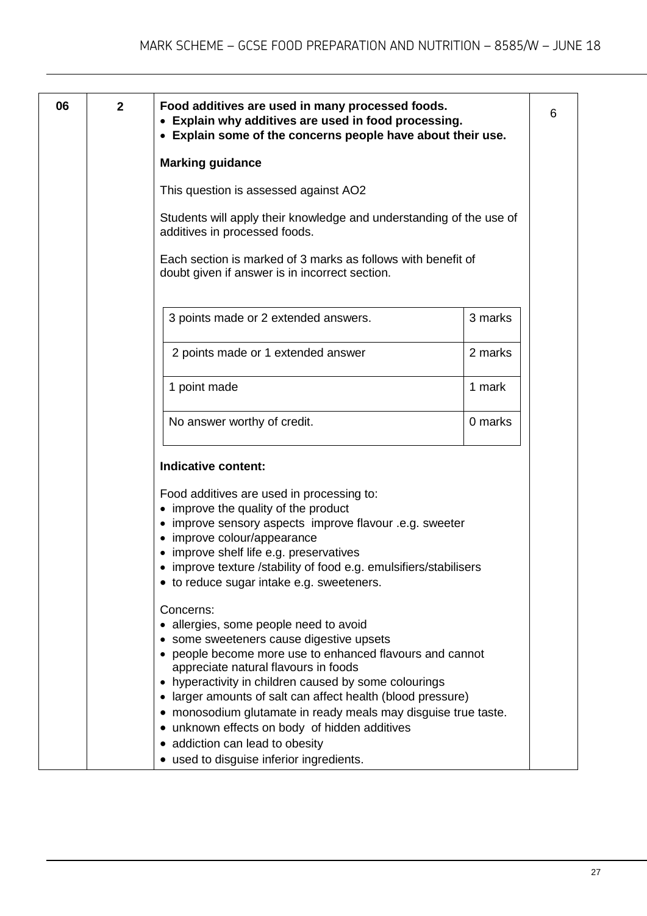| | | | |
|---|---|---|---|
| 06 | 2 | **Food additives are used in many processed foods.**<br>• **Explain why additives are used in food processing.**<br>• **Explain some of the concerns people have about their use.** | 6 |

**Marking guidance**

This question is assessed against AO2

Students will apply their knowledge and understanding of the use of additives in processed foods.

Each section is marked of 3 marks as follows with benefit of doubt given if answer is in incorrect section.

| | |
|---|---|
| 3 points made or 2 extended answers. | 3 marks |
| 2 points made or 1 extended answer | 2 marks |
| 1 point made | 1 mark |
| No answer worthy of credit. | 0 marks |

**Indicative content:**

Food additives are used in processing to:

- improve the quality of the product
- improve sensory aspects improve flavour .e.g. sweeter
- improve colour/appearance
- improve shelf life e.g. preservatives
- improve texture /stability of food e.g. emulsifiers/stabilisers
- to reduce sugar intake e.g. sweeteners.

Concerns:

- allergies, some people need to avoid
- some sweeteners cause digestive upsets
- people become more use to enhanced flavours and cannot appreciate natural flavours in foods
- hyperactivity in children caused by some colourings
- larger amounts of salt can affect health (blood pressure)
- monosodium glutamate in ready meals may disguise true taste.
- unknown effects on body of hidden additives
- addiction can lead to obesity
- used to disguise inferior ingredients.